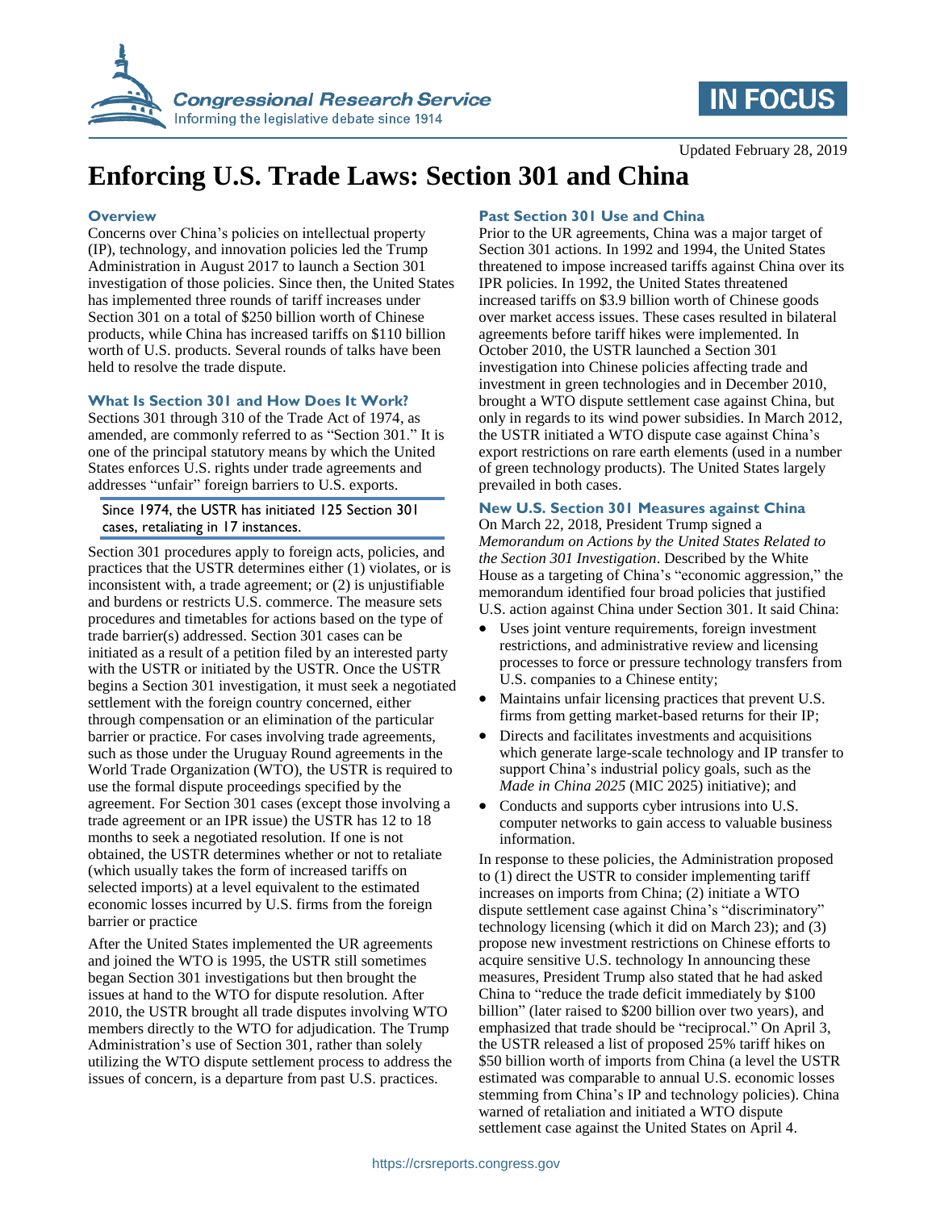# Enforcing U.S. Trade Laws: Section 301 and China

Updated February 28, 2019

## Overview

Concerns over China's policies on intellectual property (IP), technology, and innovation policies led the Trump Administration in August 2017 to launch a Section 301 investigation of those policies. Since then, the United States has implemented three rounds of tariff increases under Section 301 on a total of $250 billion worth of Chinese products, while China has increased tariffs on $110 billion worth of U.S. products. Several rounds of talks have been held to resolve the trade dispute.

## What Is Section 301 and How Does It Work?

Sections 301 through 310 of the Trade Act of 1974, as amended, are commonly referred to as "Section 301." It is one of the principal statutory means by which the United States enforces U.S. rights under trade agreements and addresses "unfair" foreign barriers to U.S. exports.

> Since 1974, the USTR has initiated 125 Section 301 cases, retaliating in 17 instances.

Section 301 procedures apply to foreign acts, policies, and practices that the USTR determines either (1) violates, or is inconsistent with, a trade agreement; or (2) is unjustifiable and burdens or restricts U.S. commerce. The measure sets procedures and timetables for actions based on the type of trade barrier(s) addressed. Section 301 cases can be initiated as a result of a petition filed by an interested party with the USTR or initiated by the USTR. Once the USTR begins a Section 301 investigation, it must seek a negotiated settlement with the foreign country concerned, either through compensation or an elimination of the particular barrier or practice. For cases involving trade agreements, such as those under the Uruguay Round agreements in the World Trade Organization (WTO), the USTR is required to use the formal dispute proceedings specified by the agreement. For Section 301 cases (except those involving a trade agreement or an IPR issue) the USTR has 12 to 18 months to seek a negotiated resolution. If one is not obtained, the USTR determines whether or not to retaliate (which usually takes the form of increased tariffs on selected imports) at a level equivalent to the estimated economic losses incurred by U.S. firms from the foreign barrier or practice

After the United States implemented the UR agreements and joined the WTO is 1995, the USTR still sometimes began Section 301 investigations but then brought the issues at hand to the WTO for dispute resolution. After 2010, the USTR brought all trade disputes involving WTO members directly to the WTO for adjudication. The Trump Administration's use of Section 301, rather than solely utilizing the WTO dispute settlement process to address the issues of concern, is a departure from past U.S. practices.

## Past Section 301 Use and China

Prior to the UR agreements, China was a major target of Section 301 actions. In 1992 and 1994, the United States threatened to impose increased tariffs against China over its IPR policies. In 1992, the United States threatened increased tariffs on $3.9 billion worth of Chinese goods over market access issues. These cases resulted in bilateral agreements before tariff hikes were implemented. In October 2010, the USTR launched a Section 301 investigation into Chinese policies affecting trade and investment in green technologies and in December 2010, brought a WTO dispute settlement case against China, but only in regards to its wind power subsidies. In March 2012, the USTR initiated a WTO dispute case against China's export restrictions on rare earth elements (used in a number of green technology products). The United States largely prevailed in both cases.

## New U.S. Section 301 Measures against China

On March 22, 2018, President Trump signed a *Memorandum on Actions by the United States Related to the Section 301 Investigation*. Described by the White House as a targeting of China's "economic aggression," the memorandum identified four broad policies that justified U.S. action against China under Section 301. It said China:

- Uses joint venture requirements, foreign investment restrictions, and administrative review and licensing processes to force or pressure technology transfers from U.S. companies to a Chinese entity;
- Maintains unfair licensing practices that prevent U.S. firms from getting market-based returns for their IP;
- Directs and facilitates investments and acquisitions which generate large-scale technology and IP transfer to support China's industrial policy goals, such as the *Made in China 2025* (MIC 2025) initiative); and
- Conducts and supports cyber intrusions into U.S. computer networks to gain access to valuable business information.

In response to these policies, the Administration proposed to (1) direct the USTR to consider implementing tariff increases on imports from China; (2) initiate a WTO dispute settlement case against China's "discriminatory" technology licensing (which it did on March 23); and (3) propose new investment restrictions on Chinese efforts to acquire sensitive U.S. technology In announcing these measures, President Trump also stated that he had asked China to "reduce the trade deficit immediately by $100 billion" (later raised to $200 billion over two years), and emphasized that trade should be "reciprocal." On April 3, the USTR released a list of proposed 25% tariff hikes on $50 billion worth of imports from China (a level the USTR estimated was comparable to annual U.S. economic losses stemming from China's IP and technology policies). China warned of retaliation and initiated a WTO dispute settlement case against the United States on April 4.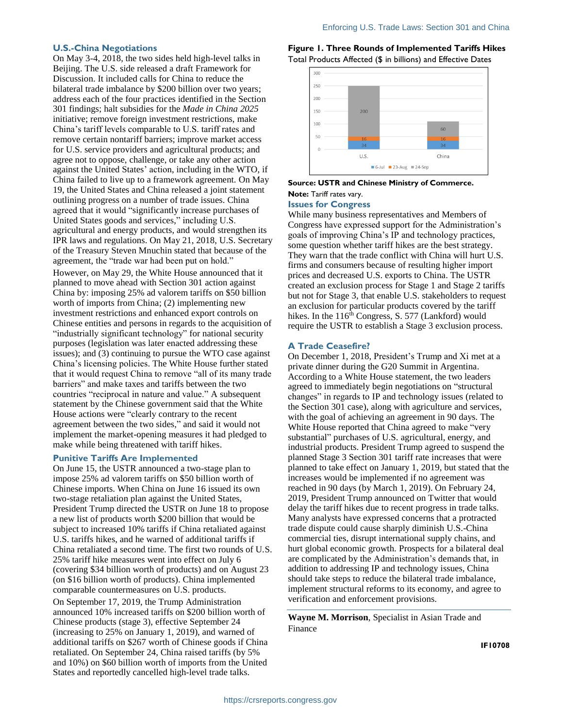## U.S.-China Negotiations

On May 3-4, 2018, the two sides held high-level talks in Beijing. The U.S. side released a draft Framework for Discussion. It included calls for China to reduce the bilateral trade imbalance by $200 billion over two years; address each of the four practices identified in the Section 301 findings; halt subsidies for the *Made in China 2025* initiative; remove foreign investment restrictions, make China's tariff levels comparable to U.S. tariff rates and remove certain nontariff barriers; improve market access for U.S. service providers and agricultural products; and agree not to oppose, challenge, or take any other action against the United States' action, including in the WTO, if China failed to live up to a framework agreement. On May 19, the United States and China released a joint statement outlining progress on a number of trade issues. China agreed that it would "significantly increase purchases of United States goods and services," including U.S. agricultural and energy products, and would strengthen its IPR laws and regulations. On May 21, 2018, U.S. Secretary of the Treasury Steven Mnuchin stated that because of the agreement, the "trade war had been put on hold."

However, on May 29, the White House announced that it planned to move ahead with Section 301 action against China by: imposing 25% ad valorem tariffs on $50 billion worth of imports from China; (2) implementing new investment restrictions and enhanced export controls on Chinese entities and persons in regards to the acquisition of "industrially significant technology" for national security purposes (legislation was later enacted addressing these issues); and (3) continuing to pursue the WTO case against China's licensing policies. The White House further stated that it would request China to remove "all of its many trade barriers" and make taxes and tariffs between the two countries "reciprocal in nature and value." A subsequent statement by the Chinese government said that the White House actions were "clearly contrary to the recent agreement between the two sides," and said it would not implement the market-opening measures it had pledged to make while being threatened with tariff hikes.

## Punitive Tariffs Are Implemented

On June 15, the USTR announced a two-stage plan to impose 25% ad valorem tariffs on $50 billion worth of Chinese imports. When China on June 16 issued its own two-stage retaliation plan against the United States, President Trump directed the USTR on June 18 to propose a new list of products worth $200 billion that would be subject to increased 10% tariffs if China retaliated against U.S. tariffs hikes, and he warned of additional tariffs if China retaliated a second time. The first two rounds of U.S. 25% tariff hike measures went into effect on July 6 (covering $34 billion worth of products) and on August 23 (on $16 billion worth of products). China implemented comparable countermeasures on U.S. products.

On September 17, 2019, the Trump Administration announced 10% increased tariffs on $200 billion worth of Chinese products (stage 3), effective September 24 (increasing to 25% on January 1, 2019), and warned of additional tariffs on $267 worth of Chinese goods if China retaliated. On September 24, China raised tariffs (by 5% and 10%) on $60 billion worth of imports from the United States and reportedly cancelled high-level trade talks.

**Figure 1. Three Rounds of Implemented Tariffs Hikes**

Total Products Affected ($ in billions) and Effective Dates

| | 6-Jul | 23-Aug | 24-Sep |
|---|---|---|---|
| U.S. | 34 | 16 | 200 |
| China | 34 | 16 | 60 |

**Source: USTR and Chinese Ministry of Commerce.**

**Note:** Tariff rates vary.

## Issues for Congress

While many business representatives and Members of Congress have expressed support for the Administration's goals of improving China's IP and technology practices, some question whether tariff hikes are the best strategy. They warn that the trade conflict with China will hurt U.S. firms and consumers because of resulting higher import prices and decreased U.S. exports to China. The USTR created an exclusion process for Stage 1 and Stage 2 tariffs but not for Stage 3, that enable U.S. stakeholders to request an exclusion for particular products covered by the tariff hikes. In the 116th Congress, S. 577 (Lankford) would require the USTR to establish a Stage 3 exclusion process.

## A Trade Ceasefire?

On December 1, 2018, President's Trump and Xi met at a private dinner during the G20 Summit in Argentina. According to a White House statement, the two leaders agreed to immediately begin negotiations on "structural changes" in regards to IP and technology issues (related to the Section 301 case), along with agriculture and services, with the goal of achieving an agreement in 90 days. The White House reported that China agreed to make "very substantial" purchases of U.S. agricultural, energy, and industrial products. President Trump agreed to suspend the planned Stage 3 Section 301 tariff rate increases that were planned to take effect on January 1, 2019, but stated that the increases would be implemented if no agreement was reached in 90 days (by March 1, 2019). On February 24, 2019, President Trump announced on Twitter that would delay the tariff hikes due to recent progress in trade talks. Many analysts have expressed concerns that a protracted trade dispute could cause sharply diminish U.S.-China commercial ties, disrupt international supply chains, and hurt global economic growth. Prospects for a bilateral deal are complicated by the Administration's demands that, in addition to addressing IP and technology issues, China should take steps to reduce the bilateral trade imbalance, implement structural reforms to its economy, and agree to verification and enforcement provisions.

---

**Wayne M. Morrison**, Specialist in Asian Trade and Finance

**IF10708**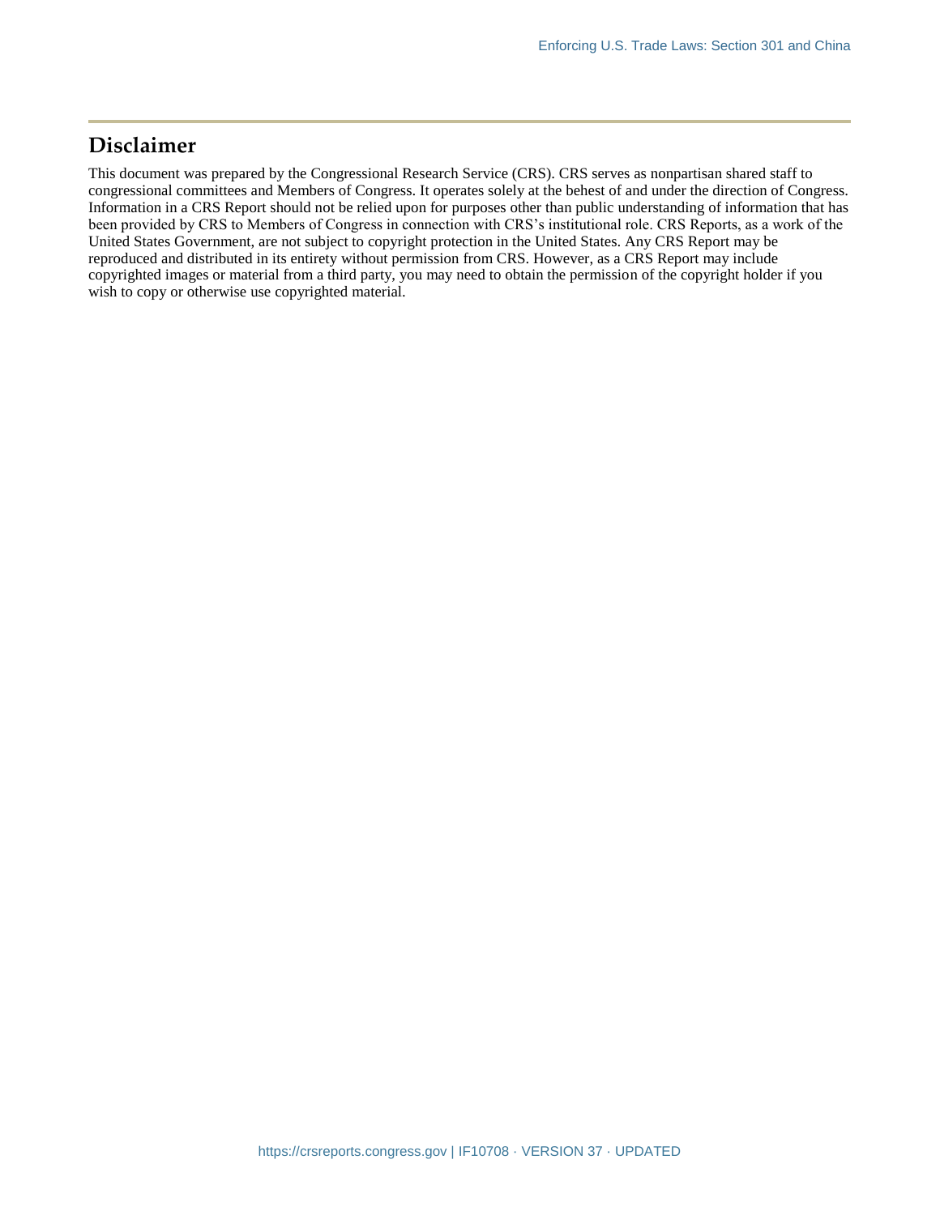## Disclaimer

This document was prepared by the Congressional Research Service (CRS). CRS serves as nonpartisan shared staff to congressional committees and Members of Congress. It operates solely at the behest of and under the direction of Congress. Information in a CRS Report should not be relied upon for purposes other than public understanding of information that has been provided by CRS to Members of Congress in connection with CRS's institutional role. CRS Reports, as a work of the United States Government, are not subject to copyright protection in the United States. Any CRS Report may be reproduced and distributed in its entirety without permission from CRS. However, as a CRS Report may include copyrighted images or material from a third party, you may need to obtain the permission of the copyright holder if you wish to copy or otherwise use copyrighted material.